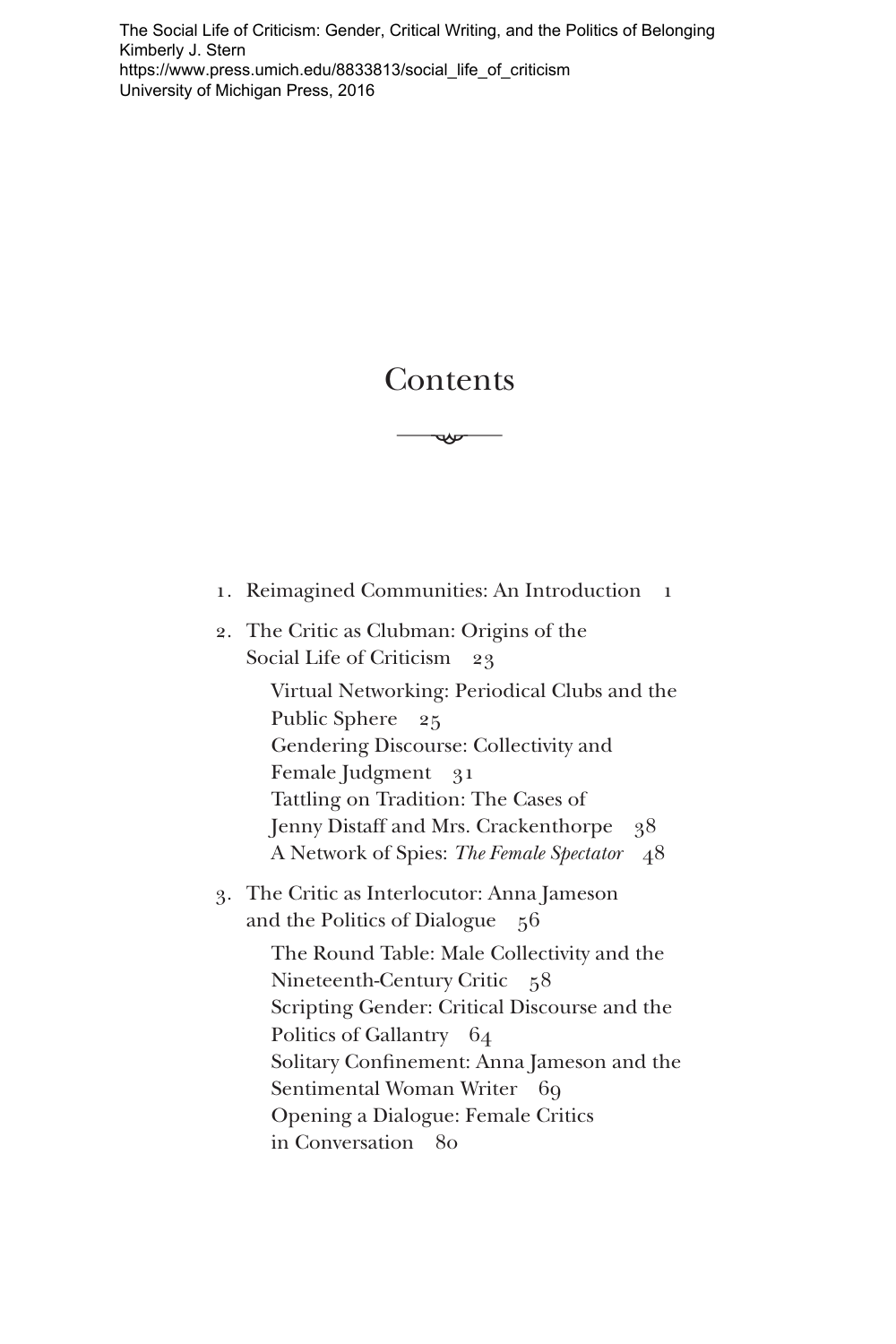The Social Life of Criticism: Gender, Critical Writing, and the Politics of Belonging
Kimberly J. Stern
https://www.press.umich.edu/8833813/social_life_of_criticism
University of Michigan Press, 2016

# Contents

1. Reimagined Communities: An Introduction 1
2. The Critic as Clubman: Origins of the Social Life of Criticism 23
   - Virtual Networking: Periodical Clubs and the Public Sphere 25
   - Gendering Discourse: Collectivity and Female Judgment 31
   - Tattling on Tradition: The Cases of Jenny Distaff and Mrs. Crackenthorpe 38
   - A Network of Spies: *The Female Spectator* 48
3. The Critic as Interlocutor: Anna Jameson and the Politics of Dialogue 56
   - The Round Table: Male Collectivity and the Nineteenth-Century Critic 58
   - Scripting Gender: Critical Discourse and the Politics of Gallantry 64
   - Solitary Confinement: Anna Jameson and the Sentimental Woman Writer 69
   - Opening a Dialogue: Female Critics in Conversation 80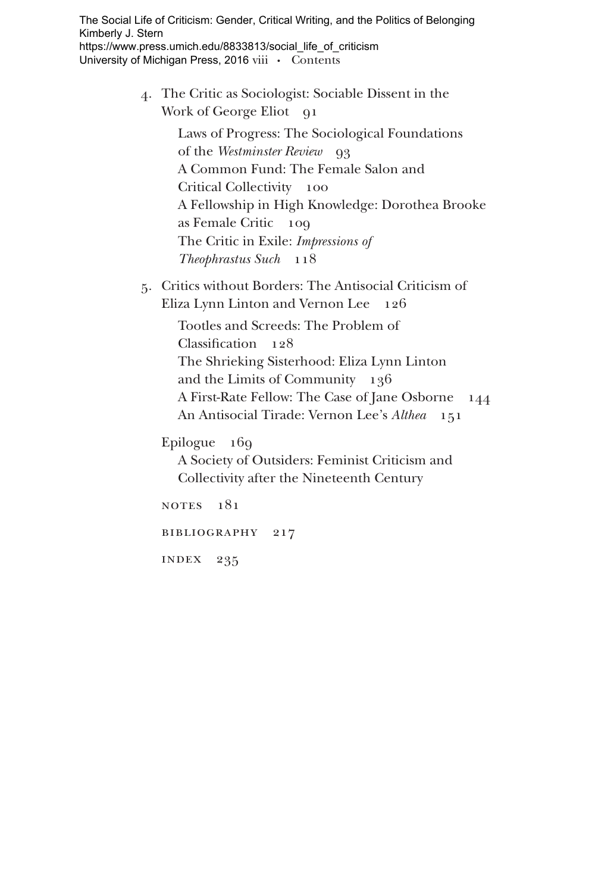4. The Critic as Sociologist: Sociable Dissent in the Work of George Eliot 91
   - Laws of Progress: The Sociological Foundations of the *Westminster Review* 93
   - A Common Fund: The Female Salon and Critical Collectivity 100
   - A Fellowship in High Knowledge: Dorothea Brooke as Female Critic 109
   - The Critic in Exile: *Impressions of Theophrastus Such* 118

5. Critics without Borders: The Antisocial Criticism of Eliza Lynn Linton and Vernon Lee 126
   - Tootles and Screeds: The Problem of Classification 128
   - The Shrieking Sisterhood: Eliza Lynn Linton and the Limits of Community 136
   - A First-Rate Fellow: The Case of Jane Osborne 144
   - An Antisocial Tirade: Vernon Lee's *Althea* 151

Epilogue 169
   A Society of Outsiders: Feminist Criticism and Collectivity after the Nineteenth Century

NOTES 181

BIBLIOGRAPHY 217

INDEX 235